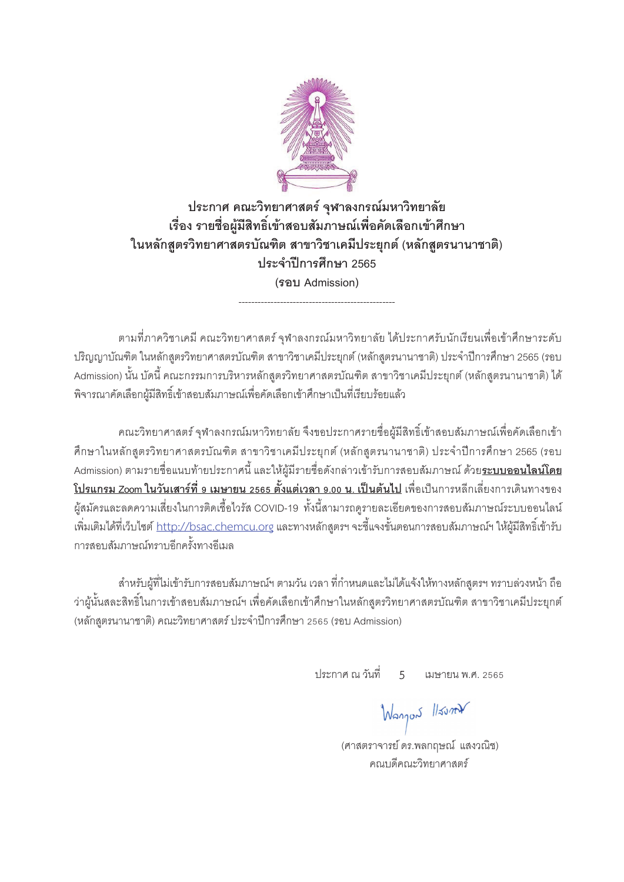# ประกาศ คณะวิทยาศาสตร์ จุฬาลงกรณ์มหาวิทยาลัย
## เรื่อง รายชื่อผู้มีสิทธิ์เข้าสอบสัมภาษณ์เพื่อคัดเลือกเข้าศึกษา ในหลักสูตรวิทยาศาสตรบัณฑิต สาขาวิชาเคมีประยุกต์ (หลักสูตรนานาชาติ) ประจำปีการศึกษา 2565

(รอบ Admission)

---

ตามที่ภาควิชาเคมี คณะวิทยาศาสตร์ จุฬาลงกรณ์มหาวิทยาลัย ได้ประกาศรับนักเรียนเพื่อเข้าศึกษาระดับปริญญาบัณฑิต ในหลักสูตรวิทยาศาสตรบัณฑิต สาขาวิชาเคมีประยุกต์ (หลักสูตรนานาชาติ) ประจำปีการศึกษา 2565 (รอบ Admission) นั้น บัดนี้ คณะกรรมการบริหารหลักสูตรวิทยาศาสตรบัณฑิต สาขาวิชาเคมีประยุกต์ (หลักสูตรนานาชาติ) ได้พิจารณาคัดเลือกผู้มีสิทธิ์เข้าสอบสัมภาษณ์เพื่อคัดเลือกเข้าศึกษาเป็นที่เรียบร้อยแล้ว

คณะวิทยาศาสตร์ จุฬาลงกรณ์มหาวิทยาลัย จึงขอประกาศรายชื่อผู้มีสิทธิ์เข้าสอบสัมภาษณ์เพื่อคัดเลือกเข้าศึกษาในหลักสูตรวิทยาศาสตรบัณฑิต สาขาวิชาเคมีประยุกต์ (หลักสูตรนานาชาติ) ประจำปีการศึกษา 2565 (รอบ Admission) ตามรายชื่อแนบท้ายประกาศนี้ และให้ผู้มีรายชื่อดังกล่าวเข้ารับการสอบสัมภาษณ์ ด้วย**ระบบออนไลน์โดยโปรแกรม Zoom ในวันเสาร์ที่ 9 เมษายน 2565 ตั้งแต่เวลา 9.00 น. เป็นต้นไป** เพื่อเป็นการหลีกเลี่ยงการเดินทางของผู้สมัครและลดความเสี่ยงในการติดเชื้อไวรัส COVID-19 ทั้งนี้สามารถดูรายละเอียดของการสอบสัมภาษณ์ระบบออนไลน์เพิ่มเติมได้ที่เว็บไซต์ http://bsac.chemcu.org และทางหลักสูตรฯ จะชี้แจงขั้นตอนการสอบสัมภาษณ์ฯ ให้ผู้มีสิทธิ์เข้ารับการสอบสัมภาษณ์ทราบอีกครั้งทางอีเมล

สำหรับผู้ที่ไม่เข้ารับการสอบสัมภาษณ์ฯ ตามวัน เวลา ที่กำหนดและไม่ได้แจ้งให้ทางหลักสูตรฯ ทราบล่วงหน้า ถือว่าผู้นั้นสละสิทธิ์ในการเข้าสอบสัมภาษณ์ฯ เพื่อคัดเลือกเข้าศึกษาในหลักสูตรวิทยาศาสตรบัณฑิต สาขาวิชาเคมีประยุกต์ (หลักสูตรนานาชาติ) คณะวิทยาศาสตร์ ประจำปีการศึกษา 2565 (รอบ Admission)

ประกาศ ณ วันที่ 5 เมษายน พ.ศ. 2565

(ศาสตราจารย์ ดร.พลกฤษณ์ แสงวณิช)

คณบดีคณะวิทยาศาสตร์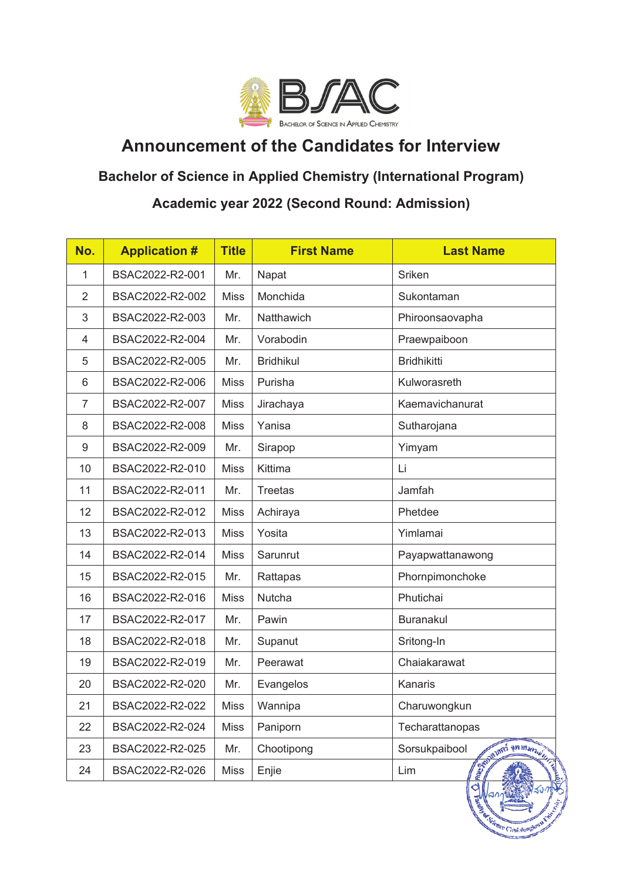# Announcement of the Candidates for Interview

## Bachelor of Science in Applied Chemistry (International Program)

## Academic year 2022 (Second Round: Admission)

| No. | Application # | Title | First Name | Last Name |
|---|---|---|---|---|
| 1 | BSAC2022-R2-001 | Mr. | Napat | Sriken |
| 2 | BSAC2022-R2-002 | Miss | Monchida | Sukontaman |
| 3 | BSAC2022-R2-003 | Mr. | Natthawich | Phiroonsaovapha |
| 4 | BSAC2022-R2-004 | Mr. | Vorabodin | Praewpaiboon |
| 5 | BSAC2022-R2-005 | Mr. | Bridhikul | Bridhikitti |
| 6 | BSAC2022-R2-006 | Miss | Purisha | Kulworasreth |
| 7 | BSAC2022-R2-007 | Miss | Jirachaya | Kaemavichanurat |
| 8 | BSAC2022-R2-008 | Miss | Yanisa | Sutharojana |
| 9 | BSAC2022-R2-009 | Mr. | Sirapop | Yimyam |
| 10 | BSAC2022-R2-010 | Miss | Kittima | Li |
| 11 | BSAC2022-R2-011 | Mr. | Treetas | Jamfah |
| 12 | BSAC2022-R2-012 | Miss | Achiraya | Phetdee |
| 13 | BSAC2022-R2-013 | Miss | Yosita | Yimlamai |
| 14 | BSAC2022-R2-014 | Miss | Sarunrut | Payapwattanawong |
| 15 | BSAC2022-R2-015 | Mr. | Rattapas | Phornpimonchoke |
| 16 | BSAC2022-R2-016 | Miss | Nutcha | Phutichai |
| 17 | BSAC2022-R2-017 | Mr. | Pawin | Buranakul |
| 18 | BSAC2022-R2-018 | Mr. | Supanut | Sritong-In |
| 19 | BSAC2022-R2-019 | Mr. | Peerawat | Chaiakarawat |
| 20 | BSAC2022-R2-020 | Mr. | Evangelos | Kanaris |
| 21 | BSAC2022-R2-022 | Miss | Wannipa | Charuwongkun |
| 22 | BSAC2022-R2-024 | Miss | Paniporn | Techarattanopas |
| 23 | BSAC2022-R2-025 | Mr. | Chootipong | Sorsukpaibool |
| 24 | BSAC2022-R2-026 | Miss | Enjie | Lim |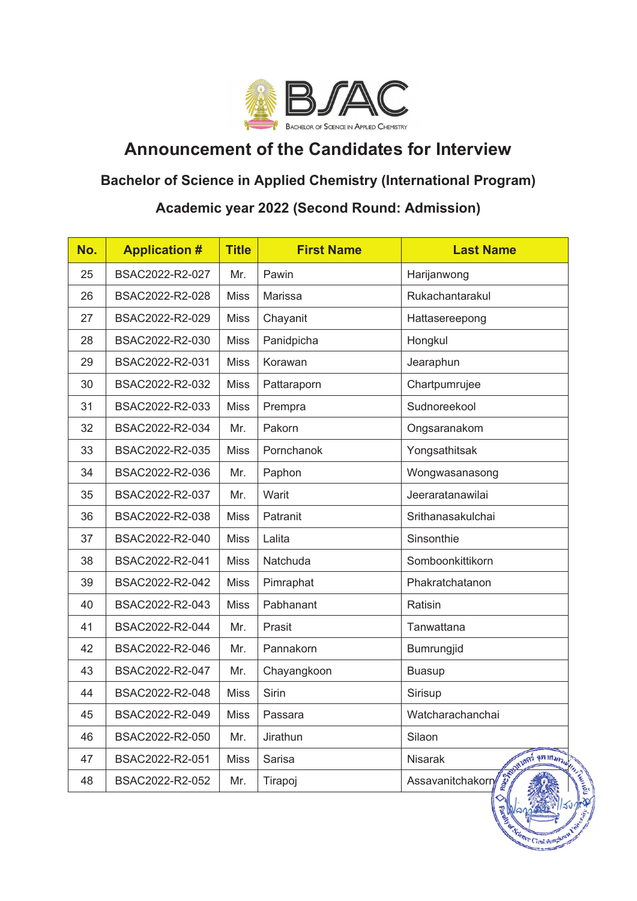BSAC

BACHELOR OF SCIENCE IN APPLIED CHEMISTRY

# Announcement of the Candidates for Interview

## Bachelor of Science in Applied Chemistry (International Program)

## Academic year 2022 (Second Round: Admission)

| No. | Application # | Title | First Name | Last Name |
|---|---|---|---|---|
| 25 | BSAC2022-R2-027 | Mr. | Pawin | Harijanwong |
| 26 | BSAC2022-R2-028 | Miss | Marissa | Rukachantarakul |
| 27 | BSAC2022-R2-029 | Miss | Chayanit | Hattasereepong |
| 28 | BSAC2022-R2-030 | Miss | Panidpicha | Hongkul |
| 29 | BSAC2022-R2-031 | Miss | Korawan | Jearaphun |
| 30 | BSAC2022-R2-032 | Miss | Pattaraporn | Chartpumrujee |
| 31 | BSAC2022-R2-033 | Miss | Prempra | Sudnoreekool |
| 32 | BSAC2022-R2-034 | Mr. | Pakorn | Ongsaranakom |
| 33 | BSAC2022-R2-035 | Miss | Pornchanok | Yongsathitsak |
| 34 | BSAC2022-R2-036 | Mr. | Paphon | Wongwasanasong |
| 35 | BSAC2022-R2-037 | Mr. | Warit | Jeeraratanawilai |
| 36 | BSAC2022-R2-038 | Miss | Patranit | Srithanasakulchai |
| 37 | BSAC2022-R2-040 | Miss | Lalita | Sinsonthie |
| 38 | BSAC2022-R2-041 | Miss | Natchuda | Somboonkittikorn |
| 39 | BSAC2022-R2-042 | Miss | Pimraphat | Phakratchatanon |
| 40 | BSAC2022-R2-043 | Miss | Pabhanant | Ratisin |
| 41 | BSAC2022-R2-044 | Mr. | Prasit | Tanwattana |
| 42 | BSAC2022-R2-046 | Mr. | Pannakorn | Bumrungjid |
| 43 | BSAC2022-R2-047 | Mr. | Chayangkoon | Buasup |
| 44 | BSAC2022-R2-048 | Miss | Sirin | Sirisup |
| 45 | BSAC2022-R2-049 | Miss | Passara | Watcharachanchai |
| 46 | BSAC2022-R2-050 | Mr. | Jirathun | Silaon |
| 47 | BSAC2022-R2-051 | Miss | Sarisa | Nisarak |
| 48 | BSAC2022-R2-052 | Mr. | Tirapoj | Assavanitchakorn |